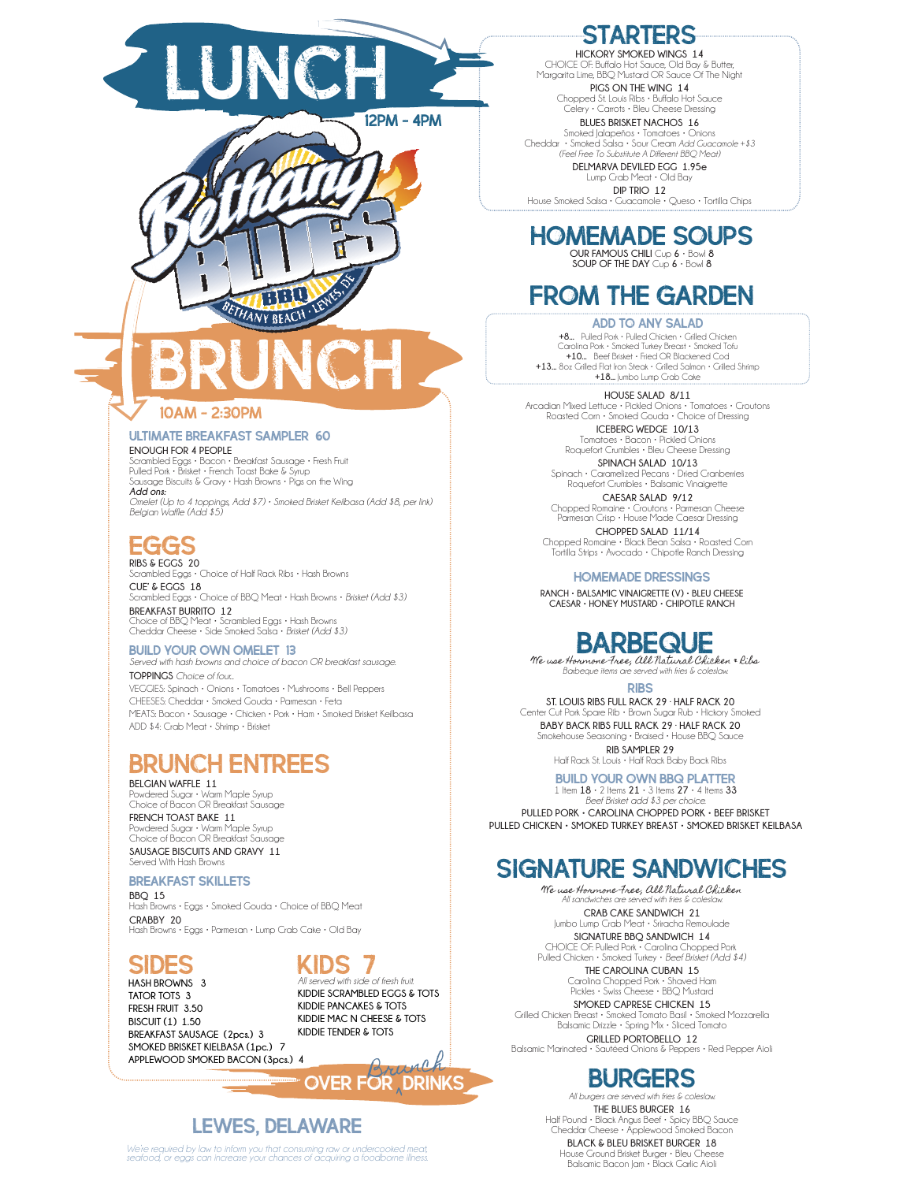# LUNCH

12PM - 4PM

Bethany Blues BBQ — Bethany Beach · Lewes, DE

# BRUNCH

10AM - 2:30PM

## ULTIMATE BREAKFAST SAMPLER 60

ENOUGH FOR 4 PEOPLE
Scrambled Eggs · Bacon · Breakfast Sausage · Fresh Fruit
Pulled Pork · Brisket · French Toast Bake & Syrup
Sausage Biscuits & Gravy · Hash Browns · Pigs on the Wing
*Add ons:*
*Omelet (Up to 4 toppings, Add $7) · Smoked Brisket Keilbasa (Add $8, per link)*
*Belgian Waffle (Add $5)*

## EGGS

RIBS & EGGS 20
Scrambled Eggs · Choice of Half Rack Ribs · Hash Browns

CUE' & EGGS 18
Scrambled Eggs · Choice of BBQ Meat · Hash Browns · *Brisket (Add $3)*

BREAKFAST BURRITO 12
Choice of BBQ Meat · Scrambled Eggs · Hash Browns
Cheddar Cheese · Side Smoked Salsa · *Brisket (Add $3)*

### BUILD YOUR OWN OMELET 13

*Served with hash browns and choice of bacon OR breakfast sausage.*

TOPPINGS *Choice of four...*
VEGGIES: Spinach · Onions · Tomatoes · Mushrooms · Bell Peppers
CHEESES: Cheddar · Smoked Gouda · Parmesan · Feta
MEATS: Bacon · Sausage · Chicken · Pork · Ham · Smoked Brisket Keilbasa
ADD $4: Crab Meat · Shrimp · Brisket

## BRUNCH ENTREES

BELGIAN WAFFLE 11
Powdered Sugar · Warm Maple Syrup
Choice of Bacon OR Breakfast Sausage

FRENCH TOAST BAKE 11
Powdered Sugar · Warm Maple Syrup
Choice of Bacon OR Breakfast Sausage

SAUSAGE BISCUITS AND GRAVY 11
Served With Hash Browns

### BREAKFAST SKILLETS

BBQ 15
Hash Browns · Eggs · Smoked Gouda · Choice of BBQ Meat

CRABBY 20
Hash Browns · Eggs · Parmesan · Lump Crab Cake · Old Bay

## SIDES

HASH BROWNS 3
TATOR TOTS 3
FRESH FRUIT 3.50
BISCUIT (1) 1.50
BREAKFAST SAUSAGE (2pcs.) 3
SMOKED BRISKET KIELBASA (1pc.) 7
APPLEWOOD SMOKED BACON (3pcs.) 4

## KIDS 7

*All served with side of fresh fruit.*
KIDDIE SCRAMBLED EGGS & TOTS
KIDDIE PANCAKES & TOTS
KIDDIE MAC N CHEESE & TOTS
KIDDIE TENDER & TOTS

OVER FOR Brunch DRINKS

## LEWES, DELAWARE

*We're required by law to inform you that consuming raw or undercooked meat, seafood, or eggs can increase your chances of acquiring a foodborne illness.*

## STARTERS

HICKORY SMOKED WINGS 14
CHOICE OF: Buffalo Hot Sauce, Old Bay & Butter,
Margarita Lime, BBQ Mustard OR Sauce Of The Night

PIGS ON THE WING 14
Chopped St. Louis Ribs · Buffalo Hot Sauce
Celery · Carrots · Bleu Cheese Dressing

BLUES BRISKET NACHOS 16
Smoked Jalapeños · Tomatoes · Onions
Cheddar · Smoked Salsa · Sour Cream *Add Guacamole +$3*
*(Feel Free To Substitute A Different BBQ Meat)*

DELMARVA DEVILED EGG 1.95e
Lump Crab Meat · Old Bay

DIP TRIO 12
House Smoked Salsa · Guacamole · Queso · Tortilla Chips

## HOMEMADE SOUPS

OUR FAMOUS CHILI Cup 6 · Bowl 8
SOUP OF THE DAY Cup 6 · Bowl 8

## FROM THE GARDEN

### ADD TO ANY SALAD

+8... Pulled Pork · Pulled Chicken · Grilled Chicken
Carolina Pork · Smoked Turkey Breast · Smoked Tofu
+10... Beef Brisket · Fried OR Blackened Cod
+13... 8oz Grilled Flat Iron Steak · Grilled Salmon · Grilled Shrimp
+18... Jumbo Lump Crab Cake

HOUSE SALAD 8/11
Arcadian Mixed Lettuce · Pickled Onions · Tomatoes · Croutons
Roasted Corn · Smoked Gouda · Choice of Dressing

ICEBERG WEDGE 10/13
Tomatoes · Bacon · Pickled Onions
Roquefort Crumbles · Bleu Cheese Dressing

SPINACH SALAD 10/13
Spinach · Caramelized Pecans · Dried Cranberries
Roquefort Crumbles · Balsamic Vinaigrette

CAESAR SALAD 9/12
Chopped Romaine · Croutons · Parmesan Cheese
Parmesan Crisp · House Made Caesar Dressing

CHOPPED SALAD 11/14
Chopped Romaine · Black Bean Salsa · Roasted Corn
Tortilla Strips · Avocado · Chipotle Ranch Dressing

### HOMEMADE DRESSINGS

RANCH · BALSAMIC VINAIGRETTE (V) · BLEU CHEESE
CAESAR · HONEY MUSTARD · CHIPOTLE RANCH

## BARBEQUE

*We use Hormone Free, All Natural Chicken & Ribs*
*Barbeque items are served with fries & coleslaw.*

### RIBS

ST. LOUIS RIBS FULL RACK 29 · HALF RACK 20
Center Cut Pork Spare Rib · Brown Sugar Rub · Hickory Smoked

BABY BACK RIBS FULL RACK 29 · HALF RACK 20
Smokehouse Seasoning · Braised · House BBQ Sauce

RIB SAMPLER 29
Half Rack St. Louis · Half Rack Baby Back Ribs

### BUILD YOUR OWN BBQ PLATTER

1 Item 18 · 2 Items 21 · 3 Items 27 · 4 Items 33
*Beef Brisket add $3 per choice.*
PULLED PORK · CAROLINA CHOPPED PORK · BEEF BRISKET
PULLED CHICKEN · SMOKED TURKEY BREAST · SMOKED BRISKET KEILBASA

## SIGNATURE SANDWICHES

*We use Hormone Free, All Natural Chicken*
*All sandwiches are served with fries & coleslaw.*

CRAB CAKE SANDWICH 21
Jumbo Lump Crab Meat · Sriracha Remoulade

SIGNATURE BBQ SANDWICH 14
CHOICE OF: Pulled Pork · Carolina Chopped Pork
Pulled Chicken · Smoked Turkey · *Beef Brisket (Add $4)*

THE CAROLINA CUBAN 15
Carolina Chopped Pork · Shaved Ham
Pickles · Swiss Cheese · BBQ Mustard

SMOKED CAPRESE CHICKEN 15
Grilled Chicken Breast · Smoked Tomato Basil · Smoked Mozzarella
Balsamic Drizzle · Spring Mix · Sliced Tomato

GRILLED PORTOBELLO 12
Balsamic Marinated · Sautéed Onions & Peppers · Red Pepper Aioli

## BURGERS

*All burgers are served with fries & coleslaw.*

THE BLUES BURGER 16
Half Pound · Black Angus Beef · Spicy BBQ Sauce
Cheddar Cheese · Applewood Smoked Bacon

BLACK & BLEU BRISKET BURGER 18
House Ground Brisket Burger · Bleu Cheese
Balsamic Bacon Jam · Black Garlic Aioli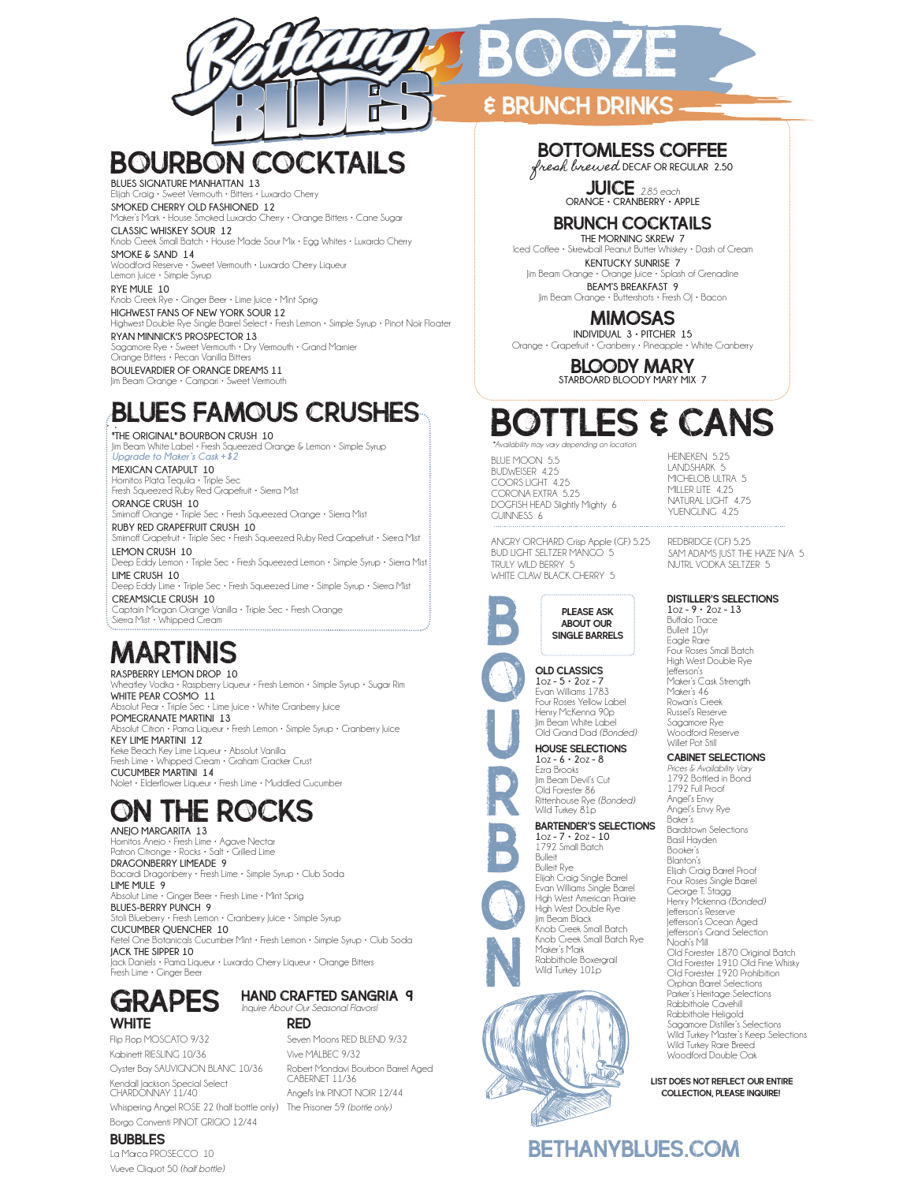# Bethany Blues BOOZE

## & BRUNCH DRINKS

## BOURBON COCKTAILS

**BLUES SIGNATURE MANHATTAN 13**
Elijah Craig • Sweet Vermouth • Bitters • Luxardo Cherry

**SMOKED CHERRY OLD FASHIONED 12**
Maker's Mark • House Smoked Luxardo Cherry • Orange Bitters • Cane Sugar

**CLASSIC WHISKEY SOUR 12**
Knob Creek Small Batch • House Made Sour Mix • Egg Whites • Luxardo Cherry

**SMOKE & SAND 14**
Woodford Reserve • Sweet Vermouth • Luxardo Cherry Liqueur
Lemon Juice • Simple Syrup

**RYE MULE 10**
Knob Creek Rye • Ginger Beer • Lime Juice • Mint Sprig

**HIGHWEST FANS OF NEW YORK SOUR 12**
Highwest Double Rye Single Barrel Select • Fresh Lemon • Simple Syrup • Pinot Noir Floater

**RYAN MINNICK'S PROSPECTOR 13**
Sagamore Rye • Sweet Vermouth • Dry Vermouth • Grand Marnier
Orange Bitters • Pecan Vanilla Bitters

**BOULEVARDIER OF ORANGE DREAMS 11**
Jim Beam Orange • Campari • Sweet Vermouth

## BLUES FAMOUS CRUSHES

**"THE ORIGINAL" BOURBON CRUSH 10**
Jim Beam White Label • Fresh Squeezed Orange & Lemon • Simple Syrup
*Upgrade to Maker's Cask +$2*

**MEXICAN CATAPULT 10**
Hornitos Plata Tequila • Triple Sec
Fresh Squeezed Ruby Red Grapefruit • Sierra Mist

**ORANGE CRUSH 10**
Smirnoff Orange • Triple Sec • Fresh Squeezed Orange • Sierra Mist

**RUBY RED GRAPEFRUIT CRUSH 10**
Smirnoff Grapefruit • Triple Sec • Fresh Squeezed Ruby Red Grapefruit • Sierra Mist

**LEMON CRUSH 10**
Deep Eddy Lemon • Triple Sec • Fresh Squeezed Lemon • Simple Syrup • Sierra Mist

**LIME CRUSH 10**
Deep Eddy Lime • Triple Sec • Fresh Squeezed Lime • Simple Syrup • Sierra Mist

**CREAMSICLE CRUSH 10**
Captain Morgan Orange Vanilla • Triple Sec • Fresh Orange
Sierra Mist • Whipped Cream

## MARTINIS

**RASPBERRY LEMON DROP 10**
Wheatley Vodka • Raspberry Liqueur • Fresh Lemon • Simple Syrup • Sugar Rim

**WHITE PEAR COSMO 11**
Absolut Pear • Triple Sec • Lime Juice • White Cranberry Juice

**POMEGRANATE MARTINI 13**
Absolut Citron • Pama Liqueur • Fresh Lemon • Simple Syrup • Cranberry Juice

**KEY LIME MARTINI 12**
Keke Beach Key Lime Liqueur • Absolut Vanilla
Fresh Lime • Whipped Cream • Graham Cracker Crust

**CUCUMBER MARTINI 14**
Nolet • Elderflower Liqueur • Fresh Lime • Muddled Cucumber

## ON THE ROCKS

**ANEJO MARGARITA 13**
Hornitos Anejo • Fresh Lime • Agave Nectar
Patron Citronge • Rocks • Salt • Grilled Lime

**DRAGONBERRY LIMEADE 9**
Bacardi Dragonberry • Fresh Lime • Simple Syrup • Club Soda

**LIME MULE 9**
Absolut Lime • Ginger Beer • Fresh Lime • Mint Sprig

**BLUES-BERRY PUNCH 9**
Stoli Blueberry • Fresh Lemon • Cranberry Juice • Simple Syrup

**CUCUMBER QUENCHER 10**
Ketel One Botanicals Cucumber Mint • Fresh Lemon • Simple Syrup • Club Soda

**JACK THE SIPPER 10**
Jack Daniels • Pama Liqueur • Luxardo Cherry Liqueur • Orange Bitters
Fresh Lime • Ginger Beer

## GRAPES

### WHITE

Flip Flop MOSCATO 9/32
Kabinett RIESLING 10/36
Oyster Bay SAUVIGNON BLANC 10/36
Kendall Jackson Special Select CHARDONNAY 11/40
Whispering Angel ROSE 22 (half bottle only)
Borgo Conventi PINOT GRIGIO 12/44

### HAND CRAFTED SANGRIA 9

*Inquire About Our Seasonal Flavors!*

### RED

Seven Moons RED BLEND 9/32
Vive MALBEC 9/32
Robert Mondavi Bourbon Barrel Aged CABERNET 11/36
Angel's Ink PINOT NOIR 12/44
The Prisoner 59 *(bottle only)*

### BUBBLES

La Marca PROSECCO 10
Vueve Cliquot 50 *(half bottle)*

## BOTTOMLESS COFFEE

*fresh brewed* DECAF OR REGULAR 2.50

## JUICE *2.85 each*

ORANGE • CRANBERRY • APPLE

## BRUNCH COCKTAILS

**THE MORNING SKREW 7**
Iced Coffee • Skrewball Peanut Butter Whiskey • Dash of Cream

**KENTUCKY SUNRISE 7**
Jim Beam Orange • Orange Juice • Splash of Grenadine

**BEAM'S BREAKFAST 9**
Jim Beam Orange • Buttershots • Fresh OJ • Bacon

## MIMOSAS

INDIVIDUAL 3 • PITCHER 15
Orange • Grapefruit • Cranberry • Pineapple • White Cranberry

## BLOODY MARY

STARBOARD BLOODY MARY MIX 7

## BOTTLES & CANS

*\*Availability may vary depending on location.*

BLUE MOON 5.5
BUDWEISER 4.25
COORS LIGHT 4.25
CORONA EXTRA 5.25
DOGFISH HEAD Slightly Mighty 6
GUINNESS 6
HEINEKEN 5.25
LANDSHARK 5
MICHELOB ULTRA 5
MILLER LITE 4.25
NATURAL LIGHT 4.75
YUENGLING 4.25

ANGRY ORCHARD Crisp Apple (GF) 5.25
BUD LIGHT SELTZER MANGO 5
TRULY WILD BERRY 5
WHITE CLAW BLACK CHERRY 5
REDBRIDGE (GF) 5.25
SAM ADAMS JUST THE HAZE N/A 5
NUTRL VODKA SELTZER 5

## BOURBON

**PLEASE ASK ABOUT OUR SINGLE BARRELS**

### OLD CLASSICS

1oz - 5 • 2oz - 7
Evan Williams 1783
Four Roses Yellow Label
Henry McKenna 90p
Jim Beam White Label
Old Grand Dad *(Bonded)*

### HOUSE SELECTIONS

1oz - 6 • 2oz - 8
Ezra Brooks
Jim Beam Devil's Cut
Old Forester 86
Rittenhouse Rye *(Bonded)*
Wild Turkey 81p

### BARTENDER'S SELECTIONS

1oz - 7 • 2oz - 10
1792 Small Batch
Bulleit
Bulleit Rye
Elijah Craig Single Barrel
Evan Williams Single Barrel
High West American Prairie
High West Double Rye
Jim Beam Black
Knob Creek Small Batch
Knob Creek Small Batch Rye
Maker's Mark
Rabbithole Boxergrail
Wild Turkey 101p

### DISTILLER'S SELECTIONS

1oz - 9 • 2oz - 13
Buffalo Trace
Bulleit 10yr
Eagle Rare
Four Roses Small Batch
High West Double Rye
Jefferson's
Maker's Cask Strength
Maker's 46
Rowan's Creek
Russel's Reserve
Sagamore Rye
Woodford Reserve
Willet Pot Still

### CABINET SELECTIONS

*Prices & Availability Vary*
1792 Bottled in Bond
1792 Full Proof
Angel's Envy
Angel's Envy Rye
Baker's
Bardstown Selections
Basil Hayden
Booker's
Blanton's
Elijah Craig Barrel Proof
Four Roses Single Barrel
George T. Stagg
Henry Mckenna *(Bonded)*
Jefferson's Reserve
Jefferson's Ocean Aged
Jefferson's Grand Selection
Noah's Mill
Old Forester 1870 Original Batch
Old Forester 1910 Old Fine Whisky
Old Forester 1920 Prohibition
Orphan Barrel Selections
Parker's Heritage Selections
Rabbithole Cavehill
Rabbithole Heligold
Sagamore Distiller's Selections
Wild Turkey Master's Keep Selections
Wild Turkey Rare Breed
Woodford Double Oak

**LIST DOES NOT REFLECT OUR ENTIRE COLLECTION, PLEASE INQUIRE!**

BETHANYBLUES.COM